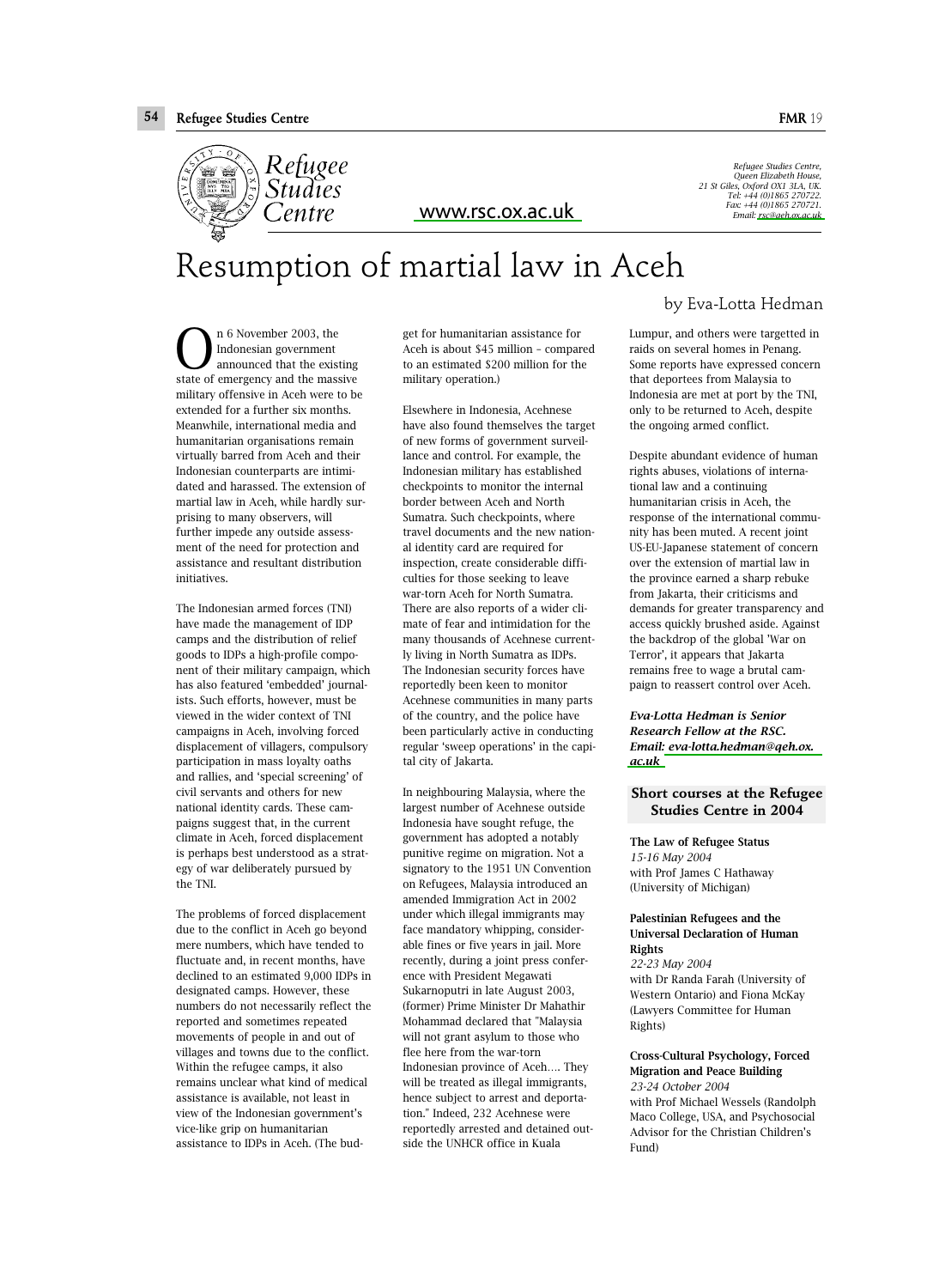Refugee Studies Centre

www.rsc.ox.ac.uk

*Refugee Studies Centre, Queen Elizabeth House, 21 St Giles, Oxford OX1 3LA, UK. Tel: +44 (0)1865 270722. Fax: +44 (0)1865 270721. Email: rsc@qeh.ox.ac.uk*

# Resumption of martial law in Aceh

by Eva-Lotta Hedman

On 6 November 2003, the Indonesian government announced that the existing state of emergency and the massive military offensive in Aceh were to be extended for a further six months. Meanwhile, international media and humanitarian organisations remain virtually barred from Aceh and their Indonesian counterparts are intimidated and harassed. The extension of martial law in Aceh, while hardly surprising to many observers, will further impede any outside assessment of the need for protection and assistance and resultant distribution initiatives.

The Indonesian armed forces (TNI) have made the management of IDP camps and the distribution of relief goods to IDPs a high-profile component of their military campaign, which has also featured 'embedded' journalists. Such efforts, however, must be viewed in the wider context of TNI campaigns in Aceh, involving forced displacement of villagers, compulsory participation in mass loyalty oaths and rallies, and 'special screening' of civil servants and others for new national identity cards. These campaigns suggest that, in the current climate in Aceh, forced displacement is perhaps best understood as a strategy of war deliberately pursued by the TNI.

The problems of forced displacement due to the conflict in Aceh go beyond mere numbers, which have tended to fluctuate and, in recent months, have declined to an estimated 9,000 IDPs in designated camps. However, these numbers do not necessarily reflect the reported and sometimes repeated movements of people in and out of villages and towns due to the conflict. Within the refugee camps, it also remains unclear what kind of medical assistance is available, not least in view of the Indonesian government's vice-like grip on humanitarian assistance to IDPs in Aceh. (The budget for humanitarian assistance for Aceh is about $45 million – compared to an estimated $200 million for the military operation.)

Elsewhere in Indonesia, Acehnese have also found themselves the target of new forms of government surveillance and control. For example, the Indonesian military has established checkpoints to monitor the internal border between Aceh and North Sumatra. Such checkpoints, where travel documents and the new national identity card are required for inspection, create considerable difficulties for those seeking to leave war-torn Aceh for North Sumatra. There are also reports of a wider climate of fear and intimidation for the many thousands of Acehnese currently living in North Sumatra as IDPs. The Indonesian security forces have reportedly been keen to monitor Acehnese communities in many parts of the country, and the police have been particularly active in conducting regular 'sweep operations' in the capital city of Jakarta.

In neighbouring Malaysia, where the largest number of Acehnese outside Indonesia have sought refuge, the government has adopted a notably punitive regime on migration. Not a signatory to the 1951 UN Convention on Refugees, Malaysia introduced an amended Immigration Act in 2002 under which illegal immigrants may face mandatory whipping, considerable fines or five years in jail. More recently, during a joint press conference with President Megawati Sukarnoputri in late August 2003, (former) Prime Minister Dr Mahathir Mohammad declared that "Malaysia will not grant asylum to those who flee here from the war-torn Indonesian province of Aceh…. They will be treated as illegal immigrants, hence subject to arrest and deportation." Indeed, 232 Acehnese were reportedly arrested and detained outside the UNHCR office in Kuala Lumpur, and others were targetted in raids on several homes in Penang. Some reports have expressed concern that deportees from Malaysia to Indonesia are met at port by the TNI, only to be returned to Aceh, despite the ongoing armed conflict.

Despite abundant evidence of human rights abuses, violations of international law and a continuing humanitarian crisis in Aceh, the response of the international community has been muted. A recent joint US-EU-Japanese statement of concern over the extension of martial law in the province earned a sharp rebuke from Jakarta, their criticisms and demands for greater transparency and access quickly brushed aside. Against the backdrop of the global 'War on Terror', it appears that Jakarta remains free to wage a brutal campaign to reassert control over Aceh.

***Eva-Lotta Hedman is Senior Research Fellow at the RSC. Email: eva-lotta.hedman@qeh.ox.ac.uk***

## Short courses at the Refugee Studies Centre in 2004

**The Law of Refugee Status**
*15-16 May 2004*
with Prof James C Hathaway (University of Michigan)

**Palestinian Refugees and the Universal Declaration of Human Rights**
*22-23 May 2004*
with Dr Randa Farah (University of Western Ontario) and Fiona McKay (Lawyers Committee for Human Rights)

**Cross-Cultural Psychology, Forced Migration and Peace Building**
*23-24 October 2004*
with Prof Michael Wessels (Randolph Maco College, USA, and Psychosocial Advisor for the Christian Children's Fund)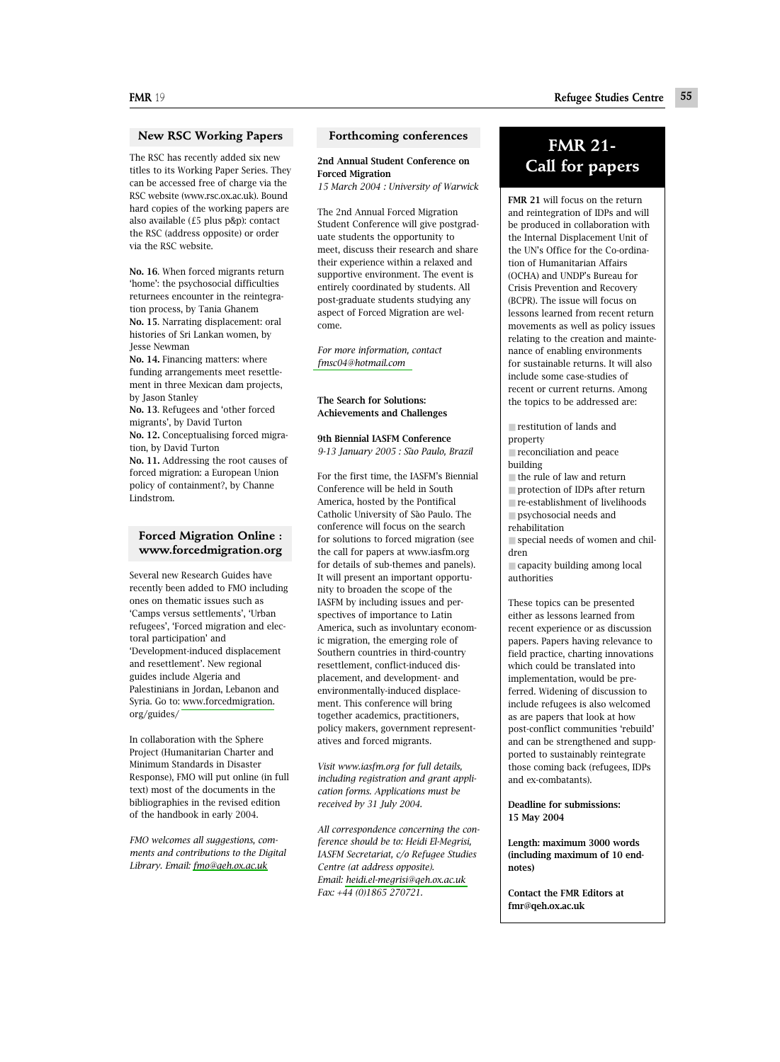## New RSC Working Papers

The RSC has recently added six new titles to its Working Paper Series. They can be accessed free of charge via the RSC website (www.rsc.ox.ac.uk). Bound hard copies of the working papers are also available (£5 plus p&p): contact the RSC (address opposite) or order via the RSC website.

**No. 16**. When forced migrants return 'home': the psychosocial difficulties returnees encounter in the reintegration process, by Tania Ghanem
**No. 15**. Narrating displacement: oral histories of Sri Lankan women, by Jesse Newman
**No. 14.** Financing matters: where funding arrangements meet resettlement in three Mexican dam projects, by Jason Stanley
**No. 13**. Refugees and 'other forced migrants', by David Turton
**No. 12.** Conceptualising forced migration, by David Turton
**No. 11.** Addressing the root causes of forced migration: a European Union policy of containment?, by Channe Lindstrom.

## Forced Migration Online : www.forcedmigration.org

Several new Research Guides have recently been added to FMO including ones on thematic issues such as 'Camps versus settlements', 'Urban refugees', 'Forced migration and electoral participation' and 'Development-induced displacement and resettlement'. New regional guides include Algeria and Palestinians in Jordan, Lebanon and Syria. Go to: www.forcedmigration.org/guides/

In collaboration with the Sphere Project (Humanitarian Charter and Minimum Standards in Disaster Response), FMO will put online (in full text) most of the documents in the bibliographies in the revised edition of the handbook in early 2004.

*FMO welcomes all suggestions, comments and contributions to the Digital Library. Email: fmo@qeh.ox.ac.uk*

## Forthcoming conferences

**2nd Annual Student Conference on Forced Migration**
*15 March 2004 : University of Warwick*

The 2nd Annual Forced Migration Student Conference will give postgraduate students the opportunity to meet, discuss their research and share their experience within a relaxed and supportive environment. The event is entirely coordinated by students. All post-graduate students studying any aspect of Forced Migration are welcome.

*For more information, contact fmsc04@hotmail.com*

**The Search for Solutions: Achievements and Challenges**

**9th Biennial IASFM Conference**
*9-13 January 2005 : São Paulo, Brazil*

For the first time, the IASFM's Biennial Conference will be held in South America, hosted by the Pontifical Catholic University of São Paulo. The conference will focus on the search for solutions to forced migration (see the call for papers at www.iasfm.org for details of sub-themes and panels). It will present an important opportunity to broaden the scope of the IASFM by including issues and perspectives of importance to Latin America, such as involuntary economic migration, the emerging role of Southern countries in third-country resettlement, conflict-induced displacement, and development- and environmentally-induced displacement. This conference will bring together academics, practitioners, policy makers, government representatives and forced migrants.

*Visit www.iasfm.org for full details, including registration and grant application forms. Applications must be received by 31 July 2004.*

*All correspondence concerning the conference should be to: Heidi El-Megrisi, IASFM Secretariat, c/o Refugee Studies Centre (at address opposite).*
*Email: heidi.el-megrisi@qeh.ox.ac.uk*
*Fax: +44 (0)1865 270721.*

## FMR 21- Call for papers

**FMR 21** will focus on the return and reintegration of IDPs and will be produced in collaboration with the Internal Displacement Unit of the UN's Office for the Co-ordination of Humanitarian Affairs (OCHA) and UNDP's Bureau for Crisis Prevention and Recovery (BCPR). The issue will focus on lessons learned from recent return movements as well as policy issues relating to the creation and maintenance of enabling environments for sustainable returns. It will also include some case-studies of recent or current returns. Among the topics to be addressed are:

- restitution of lands and property
- reconciliation and peace building
- the rule of law and return
- protection of IDPs after return
- re-establishment of livelihoods
- psychosocial needs and rehabilitation
- special needs of women and children
- capacity building among local authorities

These topics can be presented either as lessons learned from recent experience or as discussion papers. Papers having relevance to field practice, charting innovations which could be translated into implementation, would be preferred. Widening of discussion to include refugees is also welcomed as are papers that look at how post-conflict communities 'rebuild' and can be strengthened and supported to sustainably reintegrate those coming back (refugees, IDPs and ex-combatants).

**Deadline for submissions: 15 May 2004**

**Length: maximum 3000 words (including maximum of 10 endnotes)**

**Contact the FMR Editors at fmr@qeh.ox.ac.uk**